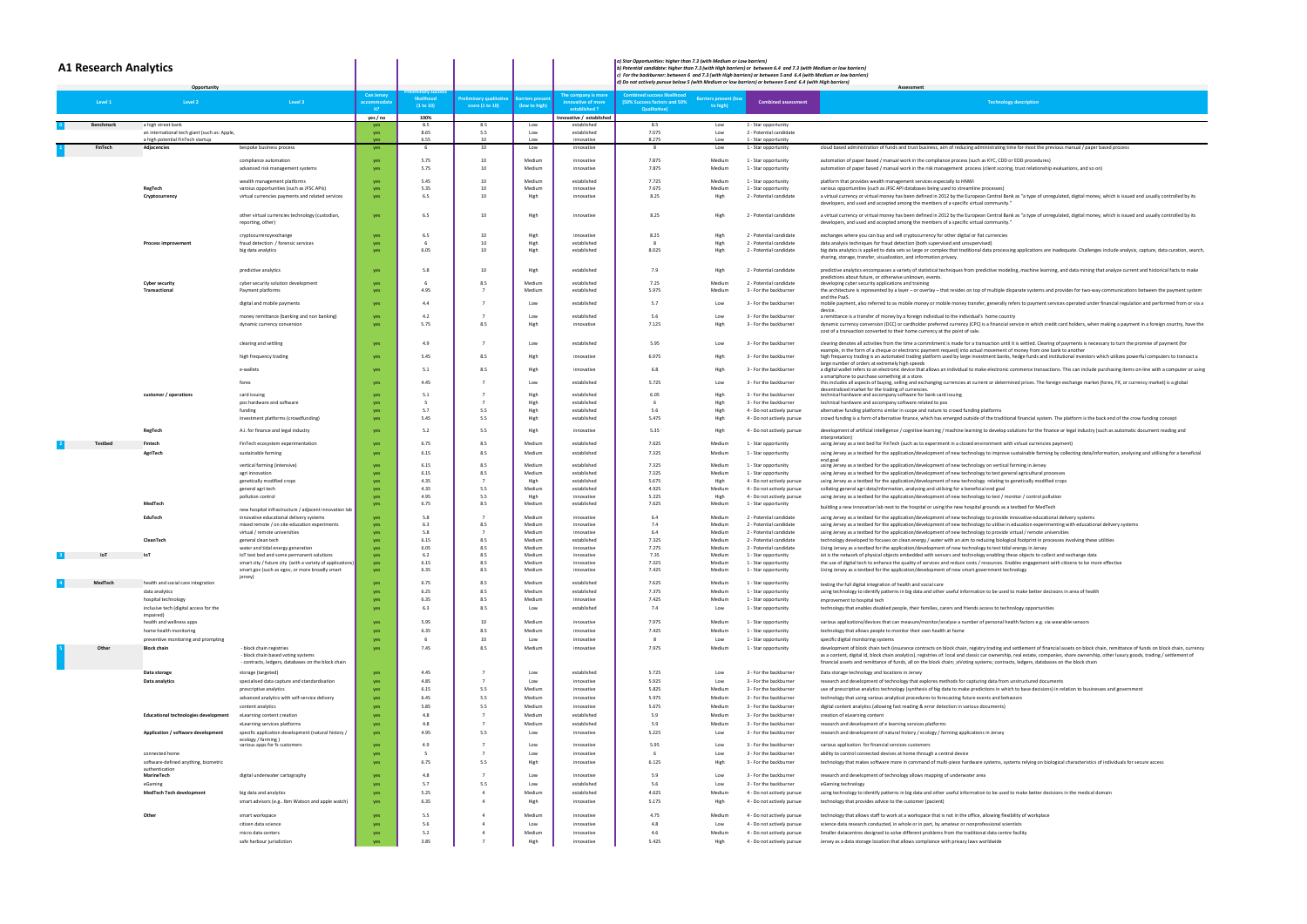# A1 Research Analytics

*a) Star Opportunities: higher than 7.3 (with Medium or Low barriers)*
*b) Potential candidate: higher than 7.3 (with High barriers) or between 6.4 and 7.3 (with Medium or low barriers)*
*c) For the backburner: between 6 and 7.3 (with High barriers) or between 5 and 6.4 (with Medium or low barriers)*
*d) Do not actively pursue below 5 (with Medium or low barriers) or between 5 and 6.4 (with High barriers)*

| | Opportunity | | | | | | | | Assessment | | | |
|---|---|---|---|---|---|---|---|---|---|---|---|---|
| | Level 1 | Level 2 | Level 3 | Can Jersey accommodate it? | Preliminary success likelihood (1 to 10) | Preliminary qualitative score (1 to 10) | Barriers present (low to high) | The company is more innovative of more established ? | Combined success likelihood (50% Success factors and 50% Qualitative) | Barriers present (low to high) | Combined assessment | Technology description |
| | | | | yes / no | 100% | | | Innovative / established | | | | |
| 0 | Benchmark | a high street bank | | yes | 8.5 | 8.5 | Low | established | 8.5 | Low | 1 - Star opportunity | |
| | | an international tech giant (such as: Apple, | | yes | 8.65 | 5.5 | Low | established | 7.075 | Low | 2 - Potential candidate | |
| | | a high potential FinTech startup | | yes | 6.55 | 10 | Low | innovative | 8.275 | Low | 1 - Star opportunity | |
| 1 | FinTech | Adjacencies | bespoke business process | yes | 6 | 10 | Low | innovative | 8 | Low | 1 - Star opportunity | cloud based administration of funds and trust business, aim of reducing administrating time for most the previous manual / paper based process |
| | | | compliance automation | yes | 5.75 | 10 | Medium | innovative | 7.875 | Medium | 1 - Star opportunity | automation of paper based / manual work in the compliance process (such as KYC, CDD or EDD procedures) |
| | | | advanced risk management systems | yes | 5.75 | 10 | Medium | innovative | 7.875 | Medium | 1 - Star opportunity | automation of paper based / manual work in the risk management process (client scoring, trust relationship evaluations, and so on) |
| | | | wealth management platforms | yes | 5.45 | 10 | Medium | established | 7.725 | Medium | 1 - Star opportunity | platform that provides wealth management services especially to HNWI |
| | | RegTech | various opportunities (such as JFSC APIs) | yes | 5.35 | 10 | Medium | innovative | 7.675 | Medium | 1 - Star opportunity | various opportunities (such as JFSC API databases being used to streamline processes) |
| | | Cryptocurrency | virtual currencies payments and related services | yes | 6.5 | 10 | High | innovative | 8.25 | High | 2 - Potential candidate | a virtual currency or virtual money has been defined in 2012 by the European Central Bank as "a type of unregulated, digital money, which is issued and usually controlled by its developers, and used and accepted among the members of a specific virtual community." |
| | | | other virtual currencies technology (custodian, reporting, other) | yes | 6.5 | 10 | High | innovative | 8.25 | High | 2 - Potential candidate | a virtual currency or virtual money has been defined in 2012 by the European Central Bank as "a type of unregulated, digital money, which is issued and usually controlled by its developers, and used and accepted among the members of a specific virtual community." |
| | | | cryptocurrencyexchange | yes | 6.5 | 10 | High | innovative | 8.25 | High | 2 - Potential candidate | exchanges where you can buy and sell cryptocurrency for other digital or fiat currencies |
| | | Process improvement | fraud detection / forensic services | yes | 6 | 10 | High | established | 8 | High | 2 - Potential candidate | data analysis techniques for fraud detection (both supervised and unsupervised) |
| | | | big data analytics | yes | 6.05 | 10 | High | established | 8.025 | High | 2 - Potential candidate | big data analytics is applied to data sets so large or complex that traditional data processing applications are inadequate. Challenges include analysis, capture, data curation, search, sharing, storage, transfer, visualization, and information privacy. |
| | | | predictive analytics | yes | 5.8 | 10 | High | established | 7.9 | High | 2 - Potential candidate | predictive analytics encompasses a variety of statistical techniques from predictive modeling, machine learning, and data mining that analyze current and historical facts to make predictions about future, or otherwise unknown, events. |
| | | Cyber security | cyber security solution development | yes | 6 | 8.5 | Medium | established | 7.25 | Medium | 2 - Potential candidate | developing cyber security applications and training |
| | | Transactional | Payment platforms | yes | 4.95 | 7 | Medium | established | 5.975 | Medium | 3 - For the backburner | the architecture is represented by a layer – or overlay – that resides on top of multiple disparate systems and provides for two-way communications between the payment system and the PaaS. |
| | | | digital and mobile payments | yes | 4.4 | 7 | Low | established | 5.7 | Low | 3 - For the backburner | mobile payment, also referred to as mobile money or mobile money transfer, generally refers to payment services operated under financial regulation and performed from or via a device. |
| | | | money remittance (banking and non banking) | yes | 4.2 | 7 | Low | established | 5.6 | Low | 3 - For the backburner | a remittance is a transfer of money by a foreign individual to the individual's home country |
| | | | dynamic currency conversion | yes | 5.75 | 8.5 | High | innovative | 7.125 | High | 3 - For the backburner | dynamic currency conversion (DCC) or cardholder preferred currency (CPC) is a financial service in which credit card holders, when making a payment in a foreign country, have the cost of a transaction converted to their home currency at the point of sale. |
| | | | clearing and settling | yes | 4.9 | 7 | Low | established | 5.95 | Low | 3 - For the backburner | clearing denotes all activities from the time a commitment is made for a transaction until it is settled. Clearing of payments is necessary to turn the promise of payment (for example, in the form of a cheque or electronic payment request) into actual movement of money from one bank to another |
| | | | high frequency trading | yes | 5.45 | 8.5 | High | innovative | 6.975 | High | 3 - For the backburner | high frequency trading is an automated trading platform used by large investment banks, hedge funds and institutional investors which utilizes powerful computers to transact a large number of orders at extremely high speeds |
| | | | e-wallets | yes | 5.1 | 8.5 | High | innovative | 6.8 | High | 3 - For the backburner | a digital wallet refers to an electronic device that allows an individual to make electronic commerce transactions. This can include purchasing items on-line with a computer or using a smartphone to purchase something at a store. |
| | | | forex | yes | 4.45 | 7 | Low | established | 5.725 | Low | 3 - For the backburner | this includes all aspects of buying, selling and exchanging currencies at current or determined prices. The foreign exchange market (forex, FX, or currency market) is a global decentralized market for the trading of currencies. |
| | | customer / operations | card issuing | yes | 5.1 | 7 | High | established | 6.05 | High | 3 - For the backburner | technical hardware and accompany software for bank card issuing |
| | | | pos hardware and software | yes | 5 | 7 | High | established | 6 | High | 3 - For the backburner | technical hardware and accompany software related to pos |
| | | | funding | yes | 5.7 | 5.5 | High | established | 5.6 | High | 4 - Do not actively pursue | alternative funding platforms similar in scope and nature to crowd funding platforms |
| | | | investment platforms (crowdfunding) | yes | 5.45 | 5.5 | High | established | 5.475 | High | 4 - Do not actively pursue | crowd funding is a form of alternative finance, which has emerged outside of the traditional financial system. The platform is the back end of the crow funding concept |
| | | RegTech | A.I. for finance and legal industry | yes | 5.2 | 5.5 | High | innovative | 5.35 | High | 4 - Do not actively pursue | development of artificial intelligence / cognitive learning / machine learning to develop solutions for the finance or legal industry (such as automatic document reading and interpretation) |
| 2 | Testbed | Fintech | FinTech ecosystem experimentation | yes | 6.75 | 8.5 | Medium | established | 7.625 | Medium | 1 - Star opportunity | using Jersey as a test bed for FinTech (such as to experiment in a closed environment with virtual currencies payment) |
| | | AgriTech | sustainable farming | yes | 6.15 | 8.5 | Medium | established | 7.325 | Medium | 1 - Star opportunity | using Jersey as a testbed for the application/development of new technology to improve sustainable farming by collecting data/information, analysing and utilising for a beneficial end goal |
| | | | vertical farming (intensive) | yes | 6.15 | 8.5 | Medium | established | 7.325 | Medium | 1 - Star opportunity | using Jersey as a testbed for the application/development of new technology on vertical farming in Jersey |
| | | | agri innovation | yes | 6.15 | 8.5 | Medium | established | 7.325 | Medium | 1 - Star opportunity | using Jersey as a testbed for the application/development of new technology to test general agricultural processes |
| | | | genetically modified crops | yes | 4.35 | 7 | High | established | 5.675 | High | 4 - Do not actively pursue | using Jersey as a testbed for the application/development of new technology relating to genetically modified crops |
| | | | general agri tech | yes | 4.35 | 5.5 | Medium | established | 4.925 | Medium | 4 - Do not actively pursue | collating general agri data/information, analysing and utilising for a beneficial end goal |
| | | | pollution control | yes | 4.95 | 5.5 | High | innovative | 5.225 | High | 4 - Do not actively pursue | using Jersey as a testbed for the application/development of new technology to test / monitor / control pollution |
| | | MedTech | new hospital infrastructure / adjacent innovation lab | yes | 6.75 | 8.5 | Medium | established | 7.625 | Medium | 1 - Star opportunity | building a new innovation lab next to the hospital or using the new hospital grounds as a testbed for MedTech |
| | | EduTech | innovative educational delivery systems | yes | 5.8 | 7 | Medium | innovative | 6.4 | Medium | 2 - Potential candidate | using Jersey as a testbed for the application/development of new technology to provide innovative educational delivery systems |
| | | | mixed remote / on site education experiments | yes | 6.3 | 8.5 | Medium | innovative | 7.4 | Medium | 2 - Potential candidate | using Jersey as a testbed for the application/development of new technology to utilise in education experimenting with educational delivery systems |
| | | | virtual / remote universities | yes | 5.8 | 7 | Medium | innovative | 6.4 | Medium | 2 - Potential candidate | using Jersey as a testbed for the application/development of new technology to provide virtual / remote universities |
| | | CleanTech | general clean tech | yes | 6.15 | 8.5 | Medium | established | 7.325 | Medium | 2 - Potential candidate | technology developed to focuses on clean energy / water with an aim to reducing biological footprint in processes involving these utilities |
| | | | water and tidal energy generation | yes | 6.05 | 8.5 | Medium | innovative | 7.275 | Medium | 2 - Potential candidate | Using Jersey as a testbed for the application/development of new technology to test tidal energy in Jersey |
| 3 | IoT | IoT | IoT test bed and some permanent solutions | yes | 6.2 | 8.5 | Medium | innovative | 7.35 | Medium | 1 - Star opportunity | iot is the network of physical objects embedded with sensors and technology enabling these objects to collect and exchange data |
| | | | smart city / future city (with a variety of applications) | yes | 6.15 | 8.5 | Medium | innovative | 7.325 | Medium | 1 - Star opportunity | the use of digital tech to enhance the quality of services and reduce costs / resources. Enables engagement with citizens to be more effective |
| | | | smart gov (such as egov, or more broadly smart jersey) | yes | 6.35 | 8.5 | Medium | innovative | 7.425 | Medium | 1 - Star opportunity | Using Jersey as a testbed for the application/development of new smart government technology |
| 4 | MedTech | health and social care integration | | yes | 6.75 | 8.5 | Medium | established | 7.625 | Medium | 1 - Star opportunity | testing the full digital integration of health and social care |
| | | data analytics | | yes | 6.25 | 8.5 | Medium | established | 7.375 | Medium | 1 - Star opportunity | using technology to identify patterns in big data and other useful information to be used to make better decisions in area of health |
| | | hospital technology | | yes | 6.35 | 8.5 | Medium | innovative | 7.425 | Medium | 1 - Star opportunity | improvement to hospital tech |
| | | inclusive tech (digital access for the impaired) | | yes | 6.3 | 8.5 | Low | established | 7.4 | Low | 1 - Star opportunity | technology that enables disabled people, their families, carers and friends access to technology opportunities |
| | | health and wellness apps | | yes | 5.95 | 10 | Medium | innovative | 7.975 | Medium | 1 - Star opportunity | various applications/devices that can measure/monitor/analyse a number of personal health factors e.g. via wearable sensors |
| | | home health monitoring | | yes | 6.35 | 8.5 | Medium | innovative | 7.425 | Medium | 1 - Star opportunity | technology that allows people to monitor their own health at home |
| | | preventive monitoring and prompting | | yes | 6 | 10 | Low | innovative | 8 | Low | 1 - Star opportunity | specific digital monitoring systems |
| 5 | Other | Block chain | - block chain registries<br>- block chain based voting systems<br>- contracts, ledgers, databases on the block chain | yes | 7.45 | 8.5 | Medium | innovative | 7.975 | Medium | 1 - Star opportunity | development of block chain tech (insurance contracts on block chain, registry trading and settlement of financial assets on block chain, remittance of funds on block chain, currency as a content, digital id, block chain analytics); registries of: local and classic car ownership, real estate, companies, share ownership, other luxury goods, trading / settlement of financial assets and remittance of funds, all on the block chain; eVoting systems; contracts, ledgers, databases on the block chain |
| | | Data storage | storage (targeted) | yes | 4.45 | 7 | Low | established | 5.725 | Low | 3 - For the backburner | Data storage technology and locations in Jersey |
| | | Data analytics | specialised data capture and standardisation | yes | 4.85 | 7 | Low | innovative | 5.925 | Low | 3 - For the backburner | research and development of technology that explores methods for capturing data from unstructured documents |
| | | | prescriptive analytics | yes | 6.15 | 5.5 | Medium | innovative | 5.825 | Medium | 3 - For the backburner | use of prescriptive analytics technology (synthesis of big data to make predictions in which to base decisions) in relation to businesses and government |
| | | | advanced analytics with self-service delivery | yes | 6.45 | 5.5 | Medium | innovative | 5.975 | Medium | 3 - For the backburner | technology that using various analytical procedures to forecasting future events and behaviors |
| | | | content analytics | yes | 5.85 | 5.5 | Medium | innovative | 5.675 | Medium | 3 - For the backburner | digital content analytics (allowing fast reading & error detection in various documents) |
| | | Educational technologies development | eLearning content creation | yes | 4.8 | 7 | Medium | established | 5.9 | Medium | 3 - For the backburner | creation of eLearning content |
| | | | eLearning services platforms | yes | 4.8 | 7 | Medium | established | 5.9 | Medium | 3 - For the backburner | research and development of e learning services platforms |
| | | Application / software development | specific application development (natural history / ecology / farming ) | yes | 4.95 | 5.5 | Low | innovative | 5.225 | Low | 3 - For the backburner | research and development of natural history / ecology / farming applications in Jersey |
| | | | various apps for fs customers | yes | 4.9 | 7 | Low | innovative | 5.95 | Low | 3 - For the backburner | various application for financial services customers |
| | | connected home | | yes | 5 | 7 | Low | innovative | 6 | Low | 3 - For the backburner | ability to control connected devices at home through a central device |
| | | software-defined anything, biometric authentication | | yes | 6.75 | 5.5 | High | innovative | 6.125 | High | 3 - For the backburner | technology that makes software more in command of multi-piece hardware systems, systems relying on biological characteristics of individuals for secure access |
| | | MarineTech | digital underwater cartography | yes | 4.8 | 7 | Low | innovative | 5.9 | Low | 3 - For the backburner | research and development of technology allows mapping of underwater area |
| | | eGaming | | yes | 5.7 | 5.5 | Low | established | 5.6 | Low | 3 - For the backburner | eGaming technology |
| | | MedTech Tech development | big data and analytics | yes | 5.25 | 4 | Medium | established | 4.625 | Medium | 4 - Do not actively pursue | using technology to identify patterns in big data and other useful information to be used to make better decisions in the medical domain |
| | | | smart advisors (e.g.. Ibm Watson and apple watch) | yes | 6.35 | 4 | High | innovative | 5.175 | High | 4 - Do not actively pursue | technology that provides advice to the customer (pacient) |
| | | Other | smart workspace | yes | 5.5 | 4 | Medium | innovative | 4.75 | Medium | 4 - Do not actively pursue | technology that allows staff to work at a workspace that is not in the office, allowing flexibility of workplace |
| | | | citizen data science | yes | 5.6 | 4 | Low | innovative | 4.8 | Low | 4 - Do not actively pursue | science data research conducted, in whole or in part, by amateur or nonprofessional scientists |
| | | | micro data centers | yes | 5.2 | 4 | Medium | innovative | 4.6 | Medium | 4 - Do not actively pursue | Smaller datacentres designed to solve different problems from the traditional data centre facility |
| | | | safe harbour jurisdiction | yes | 3.85 | 7 | High | innovative | 5.425 | High | 4 - Do not actively pursue | Jersey as a data storage location that allows compliance with privacy laws worldwide |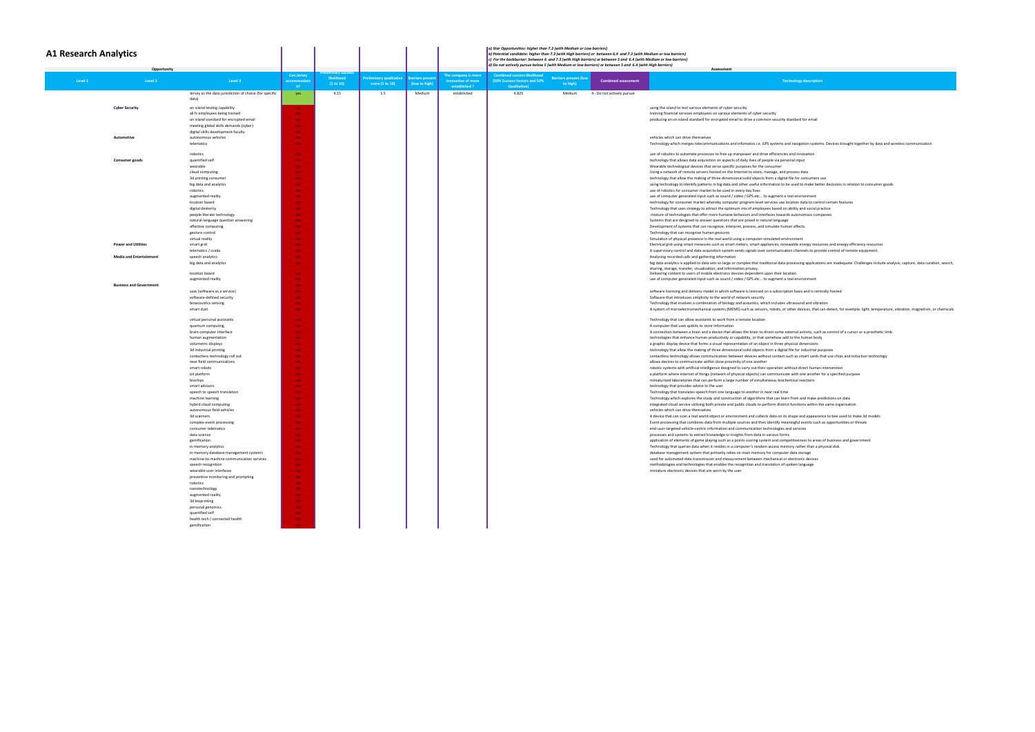# A1 Research Analytics

*a) Star Opportunities: higher than 7.3 (with Medium or Low barriers)*
*b) Potential candidate: higher than 7.3 (with High barriers) or between 6.4 and 7.3 (with Medium or low barriers)*
*c) For the backburner: between 6 and 7.3 (with High barriers) or between 5 and 6.4 (with Medium or low barriers)*
*d) Do not actively pursue below 5 (with Medium or low barriers) or between 5 and 6.4 (with High barriers)*

| Opportunity | | | | | | | | | | | Assessment |
|---|---|---|---|---|---|---|---|---|---|---|---|
| Level 1 | Level 2 | Level 3 | Can Jersey accommodate it? | Preliminary success likelihood (1 to 10) | Preliminary qualitative score (1 to 10) | Barriers present (low to high) | The company is more innovative of more established ? | Combined success likelihood (50% Success factors and 50% Qualitative) | Barriers present (low to high) | Combined assessment | Technology description |
| | | Jersey as the data jurisdiction of choice (for specific data) | yes | 4.15 | 5.5 | Medium | established | 4.825 | Medium | 4 - Do not actively pursue | |
| | Cyber Security | on island testing capability | no | | | | | | | | using the island to test various elements of cyber security |
| | | all fs employees being trained | no | | | | | | | | training financial services employees on various elements of cyber security |
| | | on island standard for encrypted email | no | | | | | | | | producing an on island standard for encrypted email to drive a common security standard for email |
| | | meeting global skills demands (cyber) | no | | | | | | | | |
| | | digital skills development faculty | no | | | | | | | | |
| | Automotive | autonomous vehicles | no | | | | | | | | vehicles which can drive themselves |
| | | telematics | no | | | | | | | | Technology which merges telecommunications and infomatics i.e. GPS systems and navigation systems. Devices brought together by data and wireless communication |
| | | robotics | no | | | | | | | | use of robotics to automate processes to free up manpower and drive efficiencies and innovation |
| | Consumer goods | quantified self | no | | | | | | | | technology that allows data acquisition on aspects of daily lives of people via personal input |
| | | wearable | no | | | | | | | | Wearable technological devices that serve specific purposes for the consumer |
| | | cloud computing | no | | | | | | | | Using a network of remote servers hosted on the Internet to store, manage, and process data |
| | | 3d printing consumer | no | | | | | | | | technology that allow the making of three dimensional solid objects from a digital file for consumers use |
| | | big data and analytics | no | | | | | | | | using technology to identify patterns in big data and other useful information to be used to make better decisions in relation to consumer goods |
| | | robotics | no | | | | | | | | use of robotics for consumer market to be used in every day lives |
| | | augmented reality | no | | | | | | | | use of computer generated input such as sound / video / GPS etc... to augment a real environment |
| | | location based | no | | | | | | | | technology for consumer market whereby computer program-level services use location data to control certain features |
| | | digital dexterity | no | | | | | | | | Technology that uses strategy to attract the optimum mix of employees based on ability and social practice |
| | | people-literate technology | no | | | | | | | | mixture of technologies that offer more humane behaviors and interfaces towards autonomous companies |
| | | natural-language question answering | no | | | | | | | | Systems that are designed to answer questions that are posed in natural language |
| | | affective computing | no | | | | | | | | Development of systems that can recognize, interpret, process, and simulate human affects |
| | | gesture control | no | | | | | | | | Technology that can recognise human gestures |
| | | virtual reality | no | | | | | | | | Simulation of physical presence in the real world using a computer-simulated environment |
| | Power and Utilities | smart grid | no | | | | | | | | Electrical grid using smart measures such as smart meters, smart appliances, renewable energy resources and energy efficiency resources |
| | | telematics / scada | no | | | | | | | | A supervisory control and data acquisition system sends signals over communication channels to provide control of remote equipment. |
| | Media and Entertainment | speech analytics | no | | | | | | | | Analysing recorded calls and gathering information |
| | | big data and analytics | no | | | | | | | | big data analytics is applied to data sets so large or complex that traditional data processing applications are inadequate. Challenges include analysis, capture, data curation, search, sharing, storage, transfer, visualization, and information privacy. |
| | | location based | no | | | | | | | | Delivering content to users of mobile electronic devices dependent upon their location |
| | | augmented reality | no | | | | | | | | use of computer generated input such as sound / video / GPS etc... to augment a real environment |
| | Business and Government | | no | | | | | | | | |
| | | saas (software as a service) | no | | | | | | | | software licensing and delivery model in which software is licensed on a subscription basis and is centrally hosted |
| | | software-defined security | no | | | | | | | | Software that introduces simplicity to the world of network security |
| | | bioacoustics sensing | no | | | | | | | | Technology that involves a combination of biology and acoustics, which includes ultrasound and vibration |
| | | smart dust | no | | | | | | | | A system of microelectromechanical systems (MEMS) such as sensors, robots, or other devices, that can detect, for example, light, temperature, vibration, magnetism, or chemicals |
| | | virtual personal assistants | no | | | | | | | | Technology that can allow assistants to work from a remote location |
| | | quantum computing | no | | | | | | | | A computer that uses qulbits to store information |
| | | brain-computer interface | no | | | | | | | | A connection between a brain and a device that allows the brain to direct some external activity, such as control of a cursor or a prosthetic limb |
| | | human augmentation | no | | | | | | | | technologies that enhance human productivity or capability, or that somehow add to the human body |
| | | volumetric displays | no | | | | | | | | a graphic display device that forms a visual representation of an object in three physical dimensions |
| | | 3d industrial printing | no | | | | | | | | technology that allow the making of three dimensional solid objects from a digital file for industrial purposes |
| | | contactless technology roll out | no | | | | | | | | contactless technology allows communication between devices without contact such as smart cards that use chips and induction technology |
| | | near field communications | no | | | | | | | | allows devices to communicate within close proximity of one another |
| | | smart robots | no | | | | | | | | robotic systems with artificial intelligence designed to carry out their operation without direct human intervention |
| | | iot platform | no | | | | | | | | a platform where internet of things (network of physical objects) can communicate with one another for a specified purpose |
| | | biochips | no | | | | | | | | miniaturised laboratories that can perform a large number of simultaneous biochemical reactions |
| | | smart advisors | no | | | | | | | | technology that provides advice to the user |
| | | speech to speech translation | no | | | | | | | | Technology that translates speech from one language to another in near real time |
| | | machine learning | no | | | | | | | | Technology which explores the study and construction of algorithms that can learn from and make predictions on data |
| | | hybrid cloud computing | no | | | | | | | | integrated cloud service utilising both private and public clouds to perform distinct functions within the same organisation |
| | | autonomous field vehicles | no | | | | | | | | vehicles which can drive themselves |
| | | 3d scanners | no | | | | | | | | A device that can scan a real world object or environment and collects data on its shape and appearance to bee used to make 3d models |
| | | complex-event processing | no | | | | | | | | Event processing that combines data from multiple sources and then identify meaningful events such as opportunities or threats |
| | | consumer telematics | no | | | | | | | | end-user-targeted vehicle-centric information and communication technologies and services |
| | | data science | no | | | | | | | | processes and systems to extract knowledge or insights from data in various forms |
| | | gamification | no | | | | | | | | application of elements of game playing such as a points scoring system and competitiveness to areas of business and government |
| | | in-memory analytics | no | | | | | | | | Technology that queries data when it resides in a computer's random access memory rather than a physical disk |
| | | in-memory database management systems | no | | | | | | | | database management system that primarily relies on main memory for computer data storage |
| | | machine-to-machine communication services | no | | | | | | | | used for automated data transmission and measurement between mechanical or electronic devices |
| | | speech recognition | no | | | | | | | | methodologies and technologies that enables the recognition and translation of spoken language |
| | | wearable user interfaces | no | | | | | | | | miniature electronic devices that are worn by the user |
| | | preventive monitoring and prompting | no | | | | | | | | |
| | | robotics | no | | | | | | | | |
| | | nanotechnology | no | | | | | | | | |
| | | augmented reality | no | | | | | | | | |
| | | 3d bioprinting | no | | | | | | | | |
| | | personal genomics | no | | | | | | | | |
| | | quantified self | no | | | | | | | | |
| | | health tech / connected health | no | | | | | | | | |
| | | gamification | no | | | | | | | | |